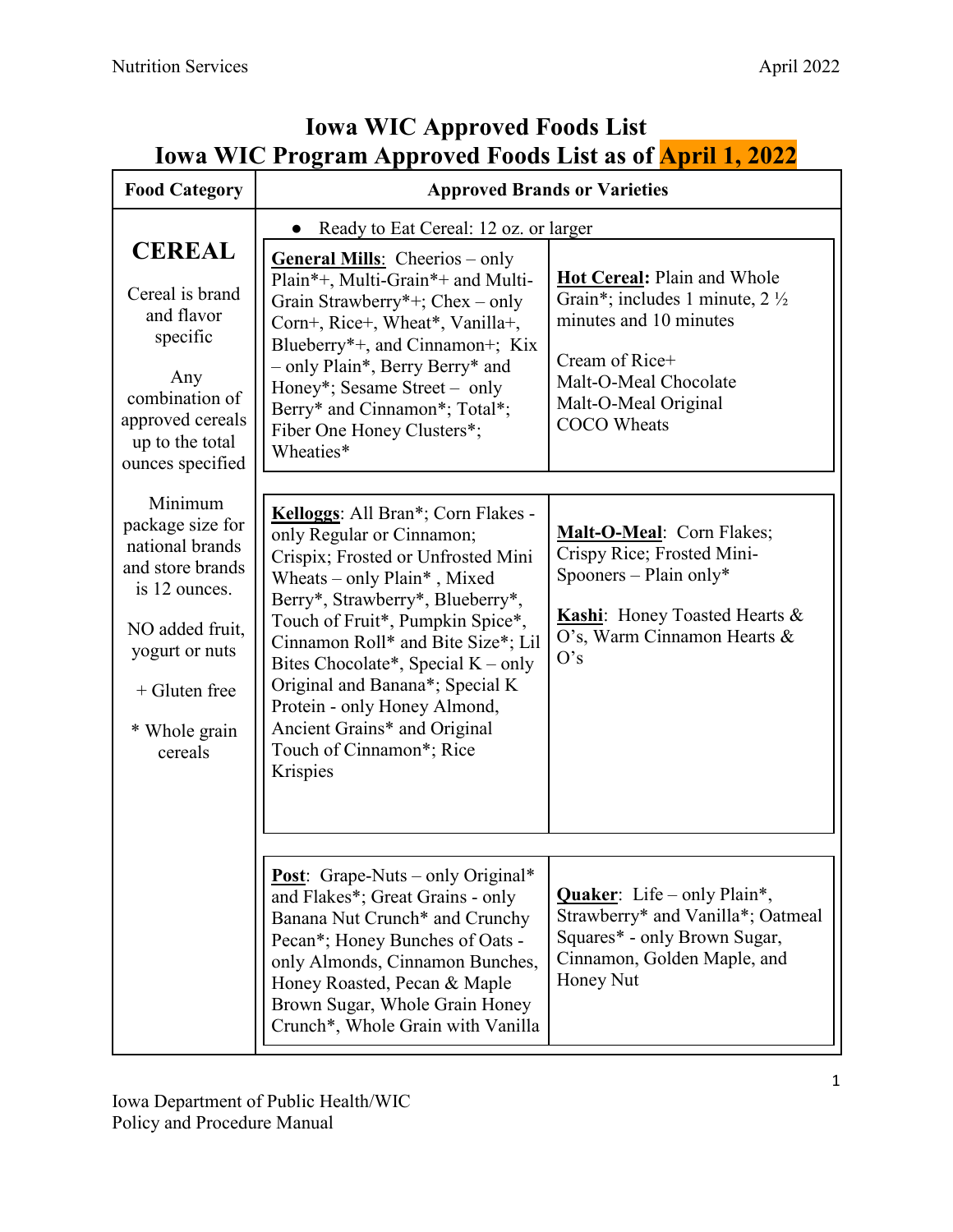# Iowa WIC Approved Foods List

## Iowa WIC Program Approved Foods List as of April 1, 2022

| Food Category | Approved Brands or Varieties | |
|---|---|---|
| **CEREAL**<br><br>Cereal is brand and flavor specific<br><br>Any combination of approved cereals up to the total ounces specified<br><br>Minimum package size for national brands and store brands is 12 ounces.<br><br>NO added fruit, yogurt or nuts<br><br>+ Gluten free<br><br>* Whole grain cereals | ● Ready to Eat Cereal: 12 oz. or larger | |
| | **General Mills**: Cheerios – only Plain*+, Multi-Grain*+ and Multi-Grain Strawberry*+; Chex – only Corn+, Rice+, Wheat*, Vanilla+, Blueberry*+, and Cinnamon+; Kix – only Plain*, Berry Berry* and Honey*; Sesame Street – only Berry* and Cinnamon*; Total*; Fiber One Honey Clusters*; Wheaties* | **Hot Cereal:** Plain and Whole Grain*; includes 1 minute, 2 ½ minutes and 10 minutes<br><br>Cream of Rice+<br>Malt-O-Meal Chocolate<br>Malt-O-Meal Original<br>COCO Wheats |
| | **Kelloggs**: All Bran*; Corn Flakes - only Regular or Cinnamon; Crispix; Frosted or Unfrosted Mini Wheats – only Plain* , Mixed Berry*, Strawberry*, Blueberry*, Touch of Fruit*, Pumpkin Spice*, Cinnamon Roll* and Bite Size*; Lil Bites Chocolate*, Special K – only Original and Banana*; Special K Protein - only Honey Almond, Ancient Grains* and Original Touch of Cinnamon*; Rice Krispies | **Malt-O-Meal**: Corn Flakes; Crispy Rice; Frosted Mini-Spooners – Plain only*<br><br>**Kashi**: Honey Toasted Hearts & O's, Warm Cinnamon Hearts & O's |
| | **Post**: Grape-Nuts – only Original* and Flakes*; Great Grains - only Banana Nut Crunch* and Crunchy Pecan*; Honey Bunches of Oats - only Almonds, Cinnamon Bunches, Honey Roasted, Pecan & Maple Brown Sugar, Whole Grain Honey Crunch*, Whole Grain with Vanilla | **Quaker**: Life – only Plain*, Strawberry* and Vanilla*; Oatmeal Squares* - only Brown Sugar, Cinnamon, Golden Maple, and Honey Nut |

Iowa Department of Public Health/WIC
Policy and Procedure Manual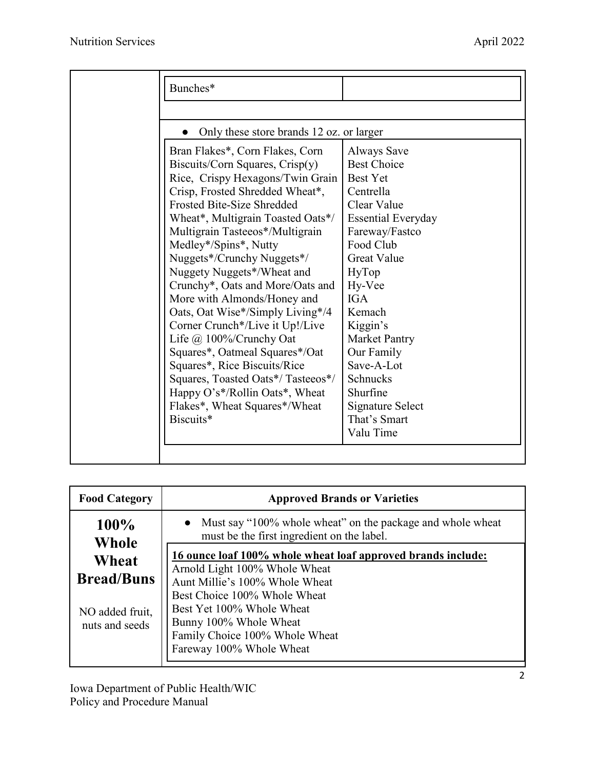| | |
|---|---|
| Bunches* | |

- Only these store brands 12 oz. or larger

| | |
|---|---|
| Bran Flakes*, Corn Flakes, Corn Biscuits/Corn Squares, Crisp(y) Rice, Crispy Hexagons/Twin Grain Crisp, Frosted Shredded Wheat*, Frosted Bite-Size Shredded Wheat*, Multigrain Toasted Oats*/ Multigrain Tasteeos*/Multigrain Medley*/Spins*, Nutty Nuggets*/Crunchy Nuggets*/ Nuggety Nuggets*/Wheat and Crunchy*, Oats and More/Oats and More with Almonds/Honey and Oats, Oat Wise*/Simply Living*/4 Corner Crunch*/Live it Up!/Live Life @ 100%/Crunchy Oat Squares*, Oatmeal Squares*/Oat Squares*, Rice Biscuits/Rice Squares, Toasted Oats*/ Tasteeos*/ Happy O's*/Rollin Oats*, Wheat Flakes*, Wheat Squares*/Wheat Biscuits* | Always Save<br>Best Choice<br>Best Yet<br>Centrella<br>Clear Value<br>Essential Everyday<br>Fareway/Fastco<br>Food Club<br>Great Value<br>HyTop<br>Hy-Vee<br>IGA<br>Kemach<br>Kiggin's<br>Market Pantry<br>Our Family<br>Save-A-Lot<br>Schnucks<br>Shurfine<br>Signature Select<br>That's Smart<br>Valu Time |

| Food Category | Approved Brands or Varieties |
|---|---|
| **100% Whole Wheat Bread/Buns**<br><br>NO added fruit, nuts and seeds | • Must say "100% whole wheat" on the package and whole wheat must be the first ingredient on the label.<br><br>**<u>16 ounce loaf 100% whole wheat loaf approved brands include:</u>**<br>Arnold Light 100% Whole Wheat<br>Aunt Millie's 100% Whole Wheat<br>Best Choice 100% Whole Wheat<br>Best Yet 100% Whole Wheat<br>Bunny 100% Whole Wheat<br>Family Choice 100% Whole Wheat<br>Fareway 100% Whole Wheat |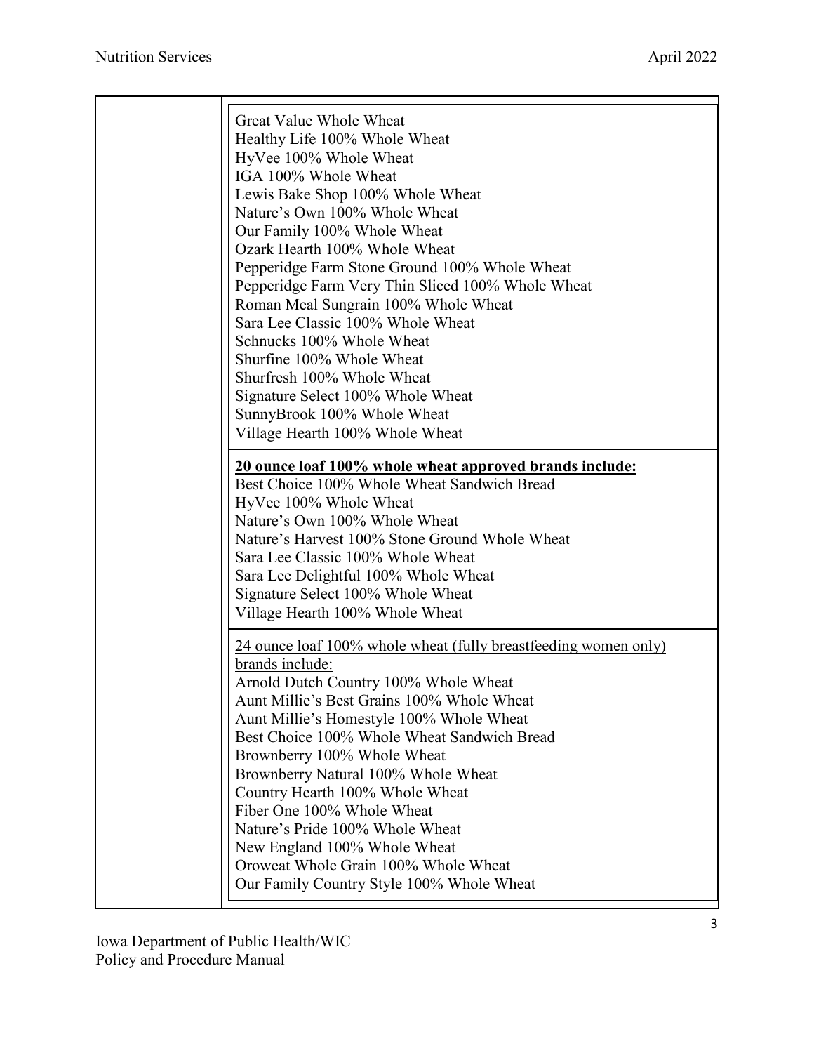| | |
|---|---|
| | Great Value Whole Wheat<br>Healthy Life 100% Whole Wheat<br>HyVee 100% Whole Wheat<br>IGA 100% Whole Wheat<br>Lewis Bake Shop 100% Whole Wheat<br>Nature's Own 100% Whole Wheat<br>Our Family 100% Whole Wheat<br>Ozark Hearth 100% Whole Wheat<br>Pepperidge Farm Stone Ground 100% Whole Wheat<br>Pepperidge Farm Very Thin Sliced 100% Whole Wheat<br>Roman Meal Sungrain 100% Whole Wheat<br>Sara Lee Classic 100% Whole Wheat<br>Schnucks 100% Whole Wheat<br>Shurfine 100% Whole Wheat<br>Shurfresh 100% Whole Wheat<br>Signature Select 100% Whole Wheat<br>SunnyBrook 100% Whole Wheat<br>Village Hearth 100% Whole Wheat |
| | **20 ounce loaf 100% whole wheat approved brands include:**<br>Best Choice 100% Whole Wheat Sandwich Bread<br>HyVee 100% Whole Wheat<br>Nature's Own 100% Whole Wheat<br>Nature's Harvest 100% Stone Ground Whole Wheat<br>Sara Lee Classic 100% Whole Wheat<br>Sara Lee Delightful 100% Whole Wheat<br>Signature Select 100% Whole Wheat<br>Village Hearth 100% Whole Wheat |
| | 24 ounce loaf 100% whole wheat (fully breastfeeding women only) brands include:<br>Arnold Dutch Country 100% Whole Wheat<br>Aunt Millie's Best Grains 100% Whole Wheat<br>Aunt Millie's Homestyle 100% Whole Wheat<br>Best Choice 100% Whole Wheat Sandwich Bread<br>Brownberry 100% Whole Wheat<br>Brownberry Natural 100% Whole Wheat<br>Country Hearth 100% Whole Wheat<br>Fiber One 100% Whole Wheat<br>Nature's Pride 100% Whole Wheat<br>New England 100% Whole Wheat<br>Oroweat Whole Grain 100% Whole Wheat<br>Our Family Country Style 100% Whole Wheat |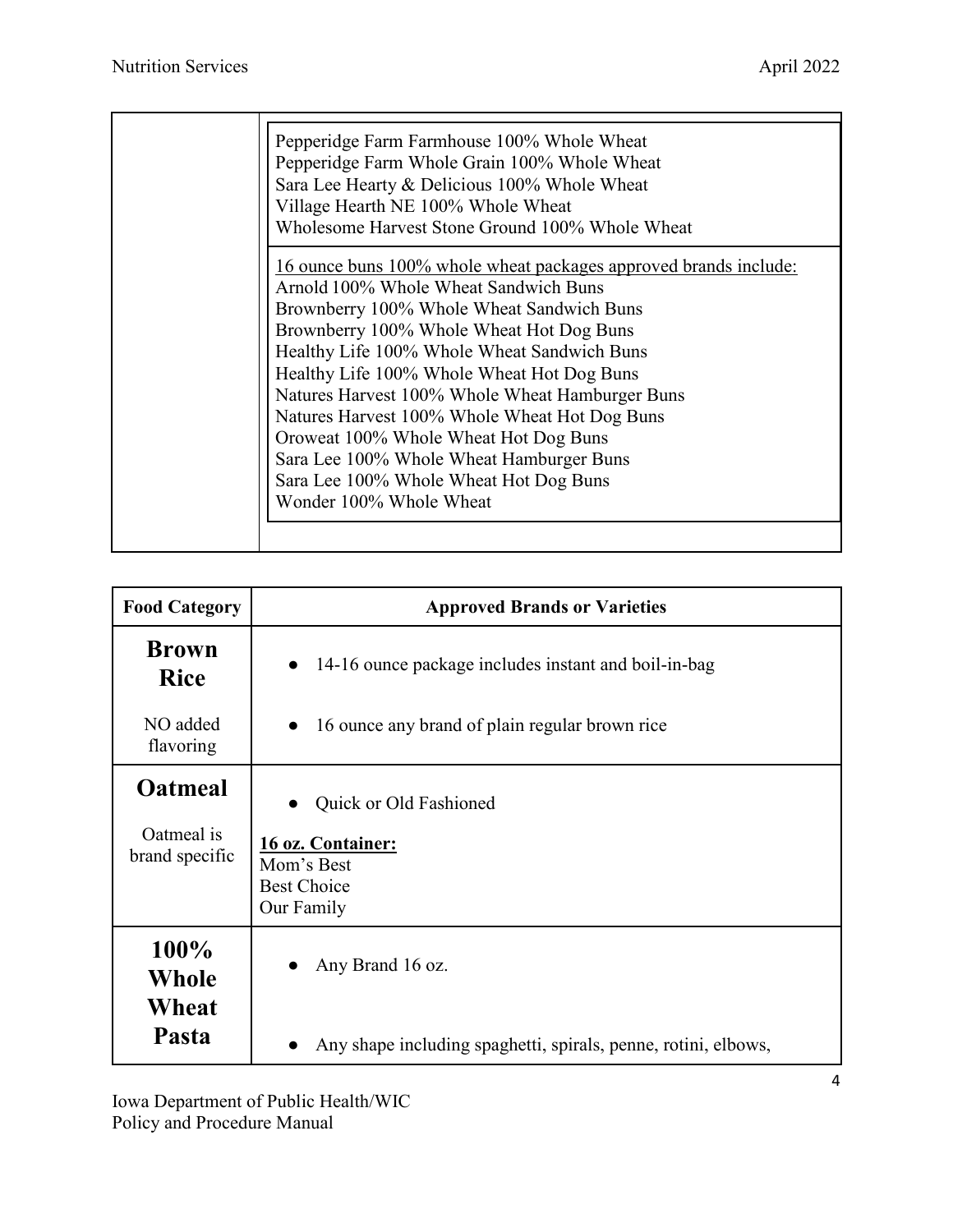| | |
|---|---|
| | Pepperidge Farm Farmhouse 100% Whole Wheat<br>Pepperidge Farm Whole Grain 100% Whole Wheat<br>Sara Lee Hearty & Delicious 100% Whole Wheat<br>Village Hearth NE 100% Whole Wheat<br>Wholesome Harvest Stone Ground 100% Whole Wheat |
| | 16 ounce buns 100% whole wheat packages approved brands include:<br>Arnold 100% Whole Wheat Sandwich Buns<br>Brownberry 100% Whole Wheat Sandwich Buns<br>Brownberry 100% Whole Wheat Hot Dog Buns<br>Healthy Life 100% Whole Wheat Sandwich Buns<br>Healthy Life 100% Whole Wheat Hot Dog Buns<br>Natures Harvest 100% Whole Wheat Hamburger Buns<br>Natures Harvest 100% Whole Wheat Hot Dog Buns<br>Oroweat 100% Whole Wheat Hot Dog Buns<br>Sara Lee 100% Whole Wheat Hamburger Buns<br>Sara Lee 100% Whole Wheat Hot Dog Buns<br>Wonder 100% Whole Wheat |

| Food Category | Approved Brands or Varieties |
|---|---|
| **Brown Rice**<br><br>NO added flavoring | • 14-16 ounce package includes instant and boil-in-bag<br><br>• 16 ounce any brand of plain regular brown rice |
| **Oatmeal**<br><br>Oatmeal is brand specific | • Quick or Old Fashioned<br><br>**16 oz. Container:**<br>Mom's Best<br>Best Choice<br>Our Family |
| **100% Whole Wheat Pasta** | • Any Brand 16 oz.<br><br>• Any shape including spaghetti, spirals, penne, rotini, elbows, |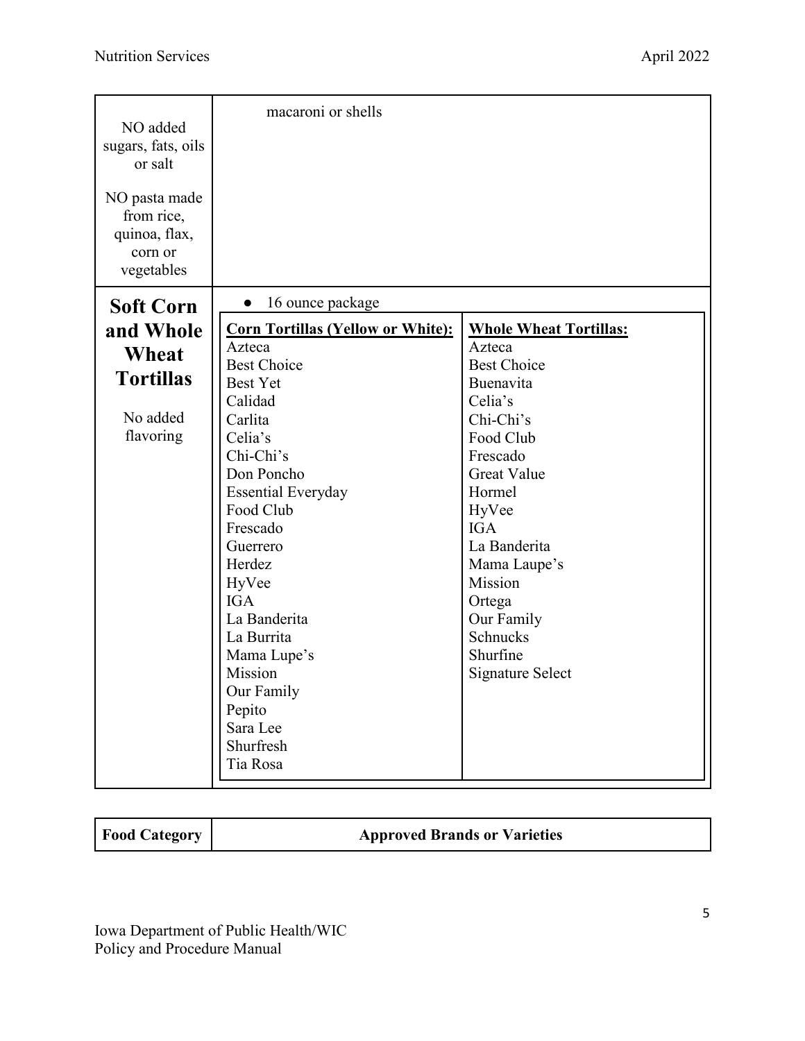| | |
|---|---|
| NO added sugars, fats, oils or salt<br><br>NO pasta made from rice, quinoa, flax, corn or vegetables | macaroni or shells |
| **Soft Corn and Whole Wheat Tortillas**<br><br>No added flavoring | ● 16 ounce package<br><br>**Corn Tortillas (Yellow or White):**<br>Azteca<br>Best Choice<br>Best Yet<br>Calidad<br>Carlita<br>Celia's<br>Chi-Chi's<br>Don Poncho<br>Essential Everyday<br>Food Club<br>Frescado<br>Guerrero<br>Herdez<br>HyVee<br>IGA<br>La Banderita<br>La Burrita<br>Mama Lupe's<br>Mission<br>Our Family<br>Pepito<br>Sara Lee<br>Shurfresh<br>Tia Rosa<br><br>**Whole Wheat Tortillas:**<br>Azteca<br>Best Choice<br>Buenavita<br>Celia's<br>Chi-Chi's<br>Food Club<br>Frescado<br>Great Value<br>Hormel<br>HyVee<br>IGA<br>La Banderita<br>Mama Laupe's<br>Mission<br>Ortega<br>Our Family<br>Schnucks<br>Shurfine<br>Signature Select |

| Food Category | Approved Brands or Varieties |
|---|---|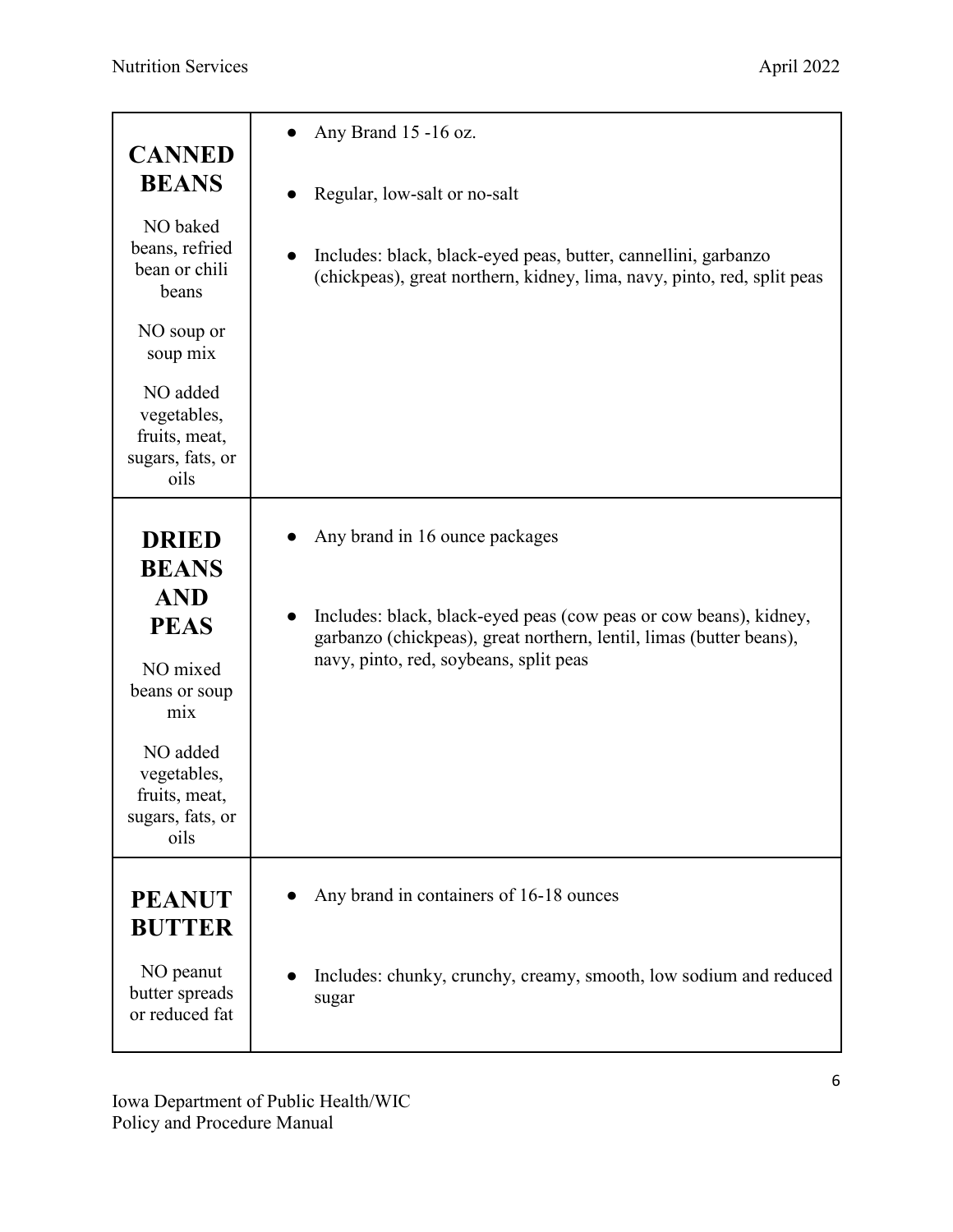| | |
|---|---|
| **CANNED BEANS**<br><br>NO baked beans, refried bean or chili beans<br><br>NO soup or soup mix<br><br>NO added vegetables, fruits, meat, sugars, fats, or oils | • Any Brand 15 -16 oz.<br><br>• Regular, low-salt or no-salt<br><br>• Includes: black, black-eyed peas, butter, cannellini, garbanzo (chickpeas), great northern, kidney, lima, navy, pinto, red, split peas |
| **DRIED BEANS AND PEAS**<br><br>NO mixed beans or soup mix<br><br>NO added vegetables, fruits, meat, sugars, fats, or oils | • Any brand in 16 ounce packages<br><br>• Includes: black, black-eyed peas (cow peas or cow beans), kidney, garbanzo (chickpeas), great northern, lentil, limas (butter beans), navy, pinto, red, soybeans, split peas |
| **PEANUT BUTTER**<br><br>NO peanut butter spreads or reduced fat | • Any brand in containers of 16-18 ounces<br><br>• Includes: chunky, crunchy, creamy, smooth, low sodium and reduced sugar |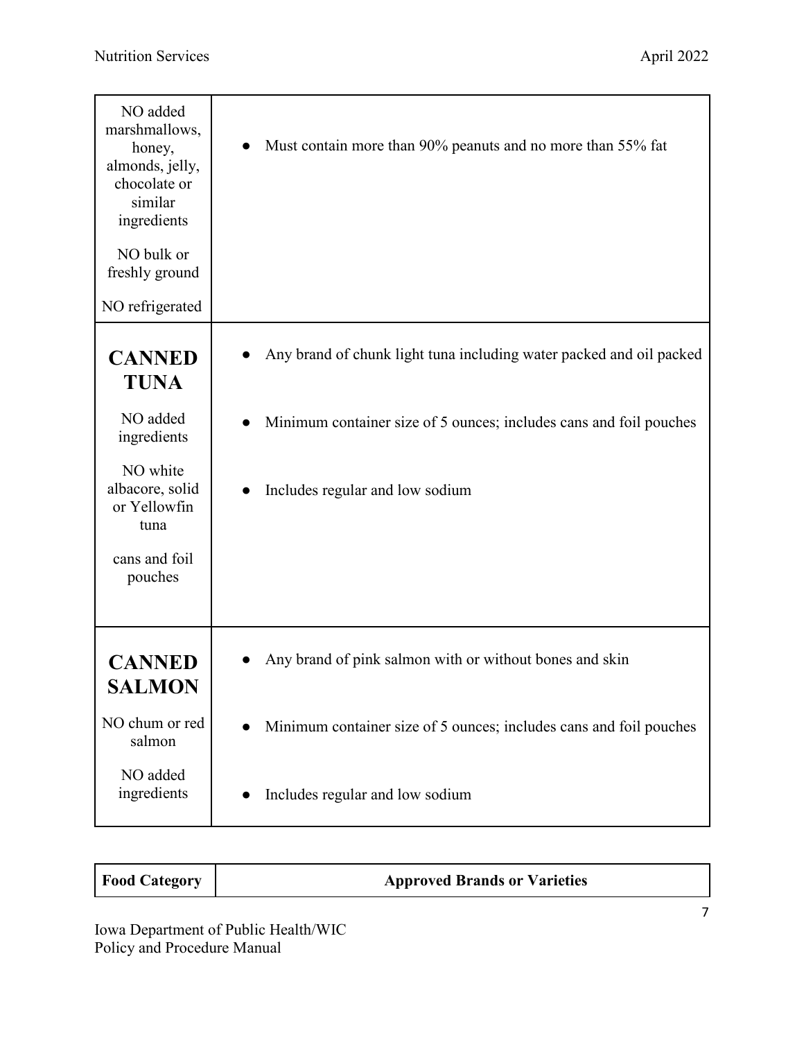| | |
|---|---|
| NO added marshmallows, honey, almonds, jelly, chocolate or similar ingredients<br><br>NO bulk or freshly ground<br><br>NO refrigerated | • Must contain more than 90% peanuts and no more than 55% fat |
| **CANNED TUNA**<br><br>NO added ingredients<br><br>NO white albacore, solid or Yellowfin tuna<br><br>cans and foil pouches | • Any brand of chunk light tuna including water packed and oil packed<br><br>• Minimum container size of 5 ounces; includes cans and foil pouches<br><br>• Includes regular and low sodium |
| **CANNED SALMON**<br><br>NO chum or red salmon<br><br>NO added ingredients | • Any brand of pink salmon with or without bones and skin<br><br>• Minimum container size of 5 ounces; includes cans and foil pouches<br><br>• Includes regular and low sodium |

| Food Category | Approved Brands or Varieties |
|---|---|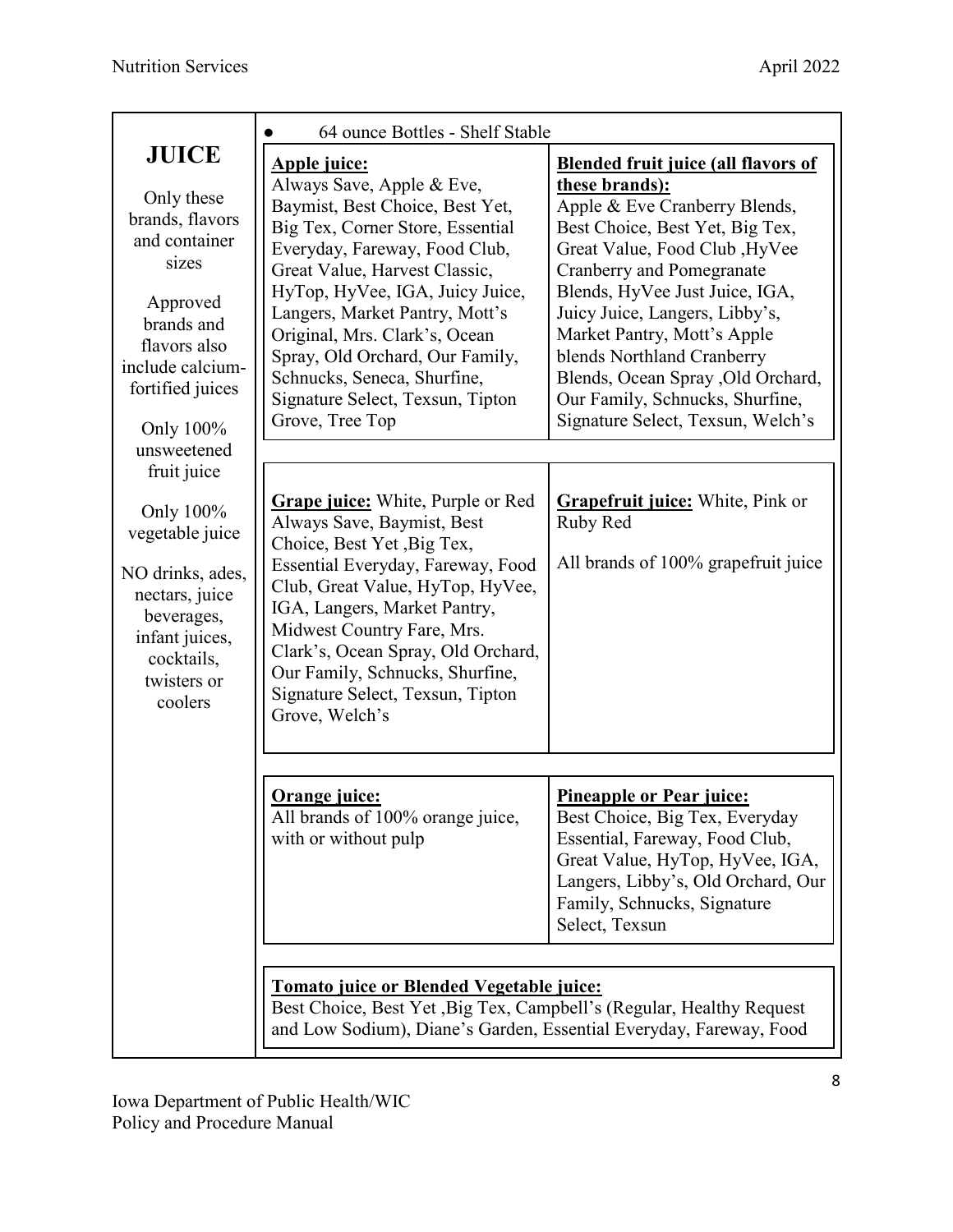| **JUICE** | • 64 ounce Bottles - Shelf Stable | |
|---|---|---|
| Only these brands, flavors and container sizes<br><br>Approved brands and flavors also include calcium-fortified juices<br><br>Only 100% unsweetened fruit juice<br><br>Only 100% vegetable juice<br><br>NO drinks, ades, nectars, juice beverages, infant juices, cocktails, twisters or coolers | **Apple juice:**<br>Always Save, Apple & Eve, Baymist, Best Choice, Best Yet, Big Tex, Corner Store, Essential Everyday, Fareway, Food Club, Great Value, Harvest Classic, HyTop, HyVee, IGA, Juicy Juice, Langers, Market Pantry, Mott's Original, Mrs. Clark's, Ocean Spray, Old Orchard, Our Family, Schnucks, Seneca, Shurfine, Signature Select, Texsun, Tipton Grove, Tree Top | **Blended fruit juice (all flavors of these brands):**<br>Apple & Eve Cranberry Blends, Best Choice, Best Yet, Big Tex, Great Value, Food Club ,HyVee Cranberry and Pomegranate Blends, HyVee Just Juice, IGA, Juicy Juice, Langers, Libby's, Market Pantry, Mott's Apple blends Northland Cranberry Blends, Ocean Spray ,Old Orchard, Our Family, Schnucks, Shurfine, Signature Select, Texsun, Welch's |
| | **Grape juice:** White, Purple or Red<br>Always Save, Baymist, Best Choice, Best Yet ,Big Tex, Essential Everyday, Fareway, Food Club, Great Value, HyTop, HyVee, IGA, Langers, Market Pantry, Midwest Country Fare, Mrs. Clark's, Ocean Spray, Old Orchard, Our Family, Schnucks, Shurfine, Signature Select, Texsun, Tipton Grove, Welch's | **Grapefruit juice:** White, Pink or Ruby Red<br><br>All brands of 100% grapefruit juice |
| | **Orange juice:**<br>All brands of 100% orange juice, with or without pulp | **Pineapple or Pear juice:**<br>Best Choice, Big Tex, Everyday Essential, Fareway, Food Club, Great Value, HyTop, HyVee, IGA, Langers, Libby's, Old Orchard, Our Family, Schnucks, Signature Select, Texsun |
| | **Tomato juice or Blended Vegetable juice:**<br>Best Choice, Best Yet ,Big Tex, Campbell's (Regular, Healthy Request and Low Sodium), Diane's Garden, Essential Everyday, Fareway, Food | |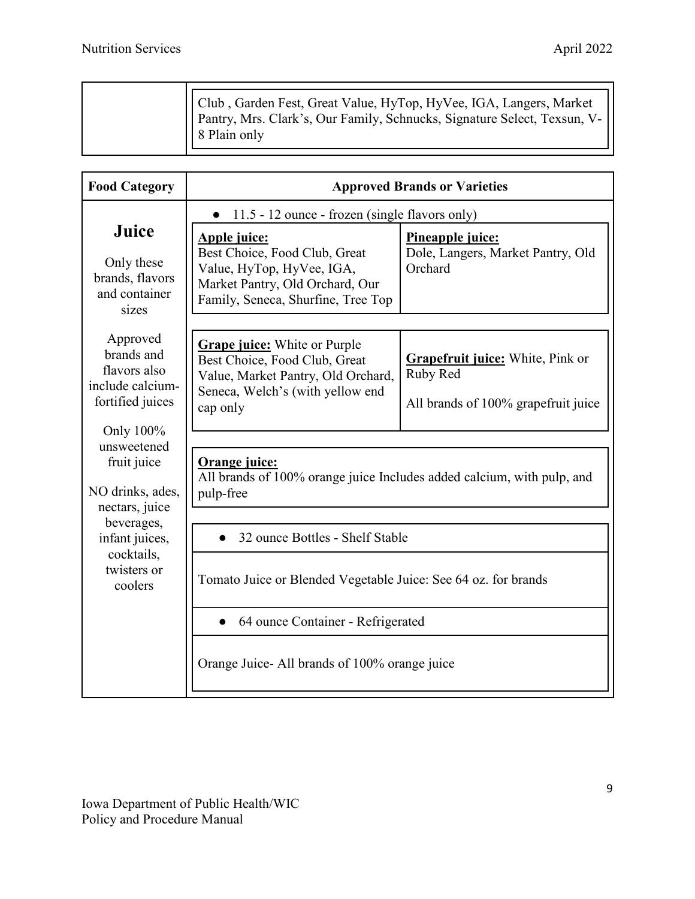| | |
|---|---|
| | Club , Garden Fest, Great Value, HyTop, HyVee, IGA, Langers, Market Pantry, Mrs. Clark's, Our Family, Schnucks, Signature Select, Texsun, V-8 Plain only |

| Food Category | Approved Brands or Varieties | |
|---|---|---|
| **Juice**<br><br>Only these brands, flavors and container sizes<br><br>Approved brands and flavors also include calcium-fortified juices<br><br>Only 100% unsweetened fruit juice<br><br>NO drinks, ades, nectars, juice beverages, infant juices, cocktails, twisters or coolers | ● 11.5 - 12 ounce - frozen (single flavors only) | |
| | **Apple juice:**<br>Best Choice, Food Club, Great Value, HyTop, HyVee, IGA, Market Pantry, Old Orchard, Our Family, Seneca, Shurfine, Tree Top | **Pineapple juice:**<br>Dole, Langers, Market Pantry, Old Orchard |
| | **Grape juice:** White or Purple<br>Best Choice, Food Club, Great Value, Market Pantry, Old Orchard, Seneca, Welch's (with yellow end cap only | **Grapefruit juice:** White, Pink or Ruby Red<br><br>All brands of 100% grapefruit juice |
| | **Orange juice:**<br>All brands of 100% orange juice Includes added calcium, with pulp, and pulp-free | |
| | ● 32 ounce Bottles - Shelf Stable | |
| | Tomato Juice or Blended Vegetable Juice: See 64 oz. for brands | |
| | ● 64 ounce Container - Refrigerated | |
| | Orange Juice- All brands of 100% orange juice | |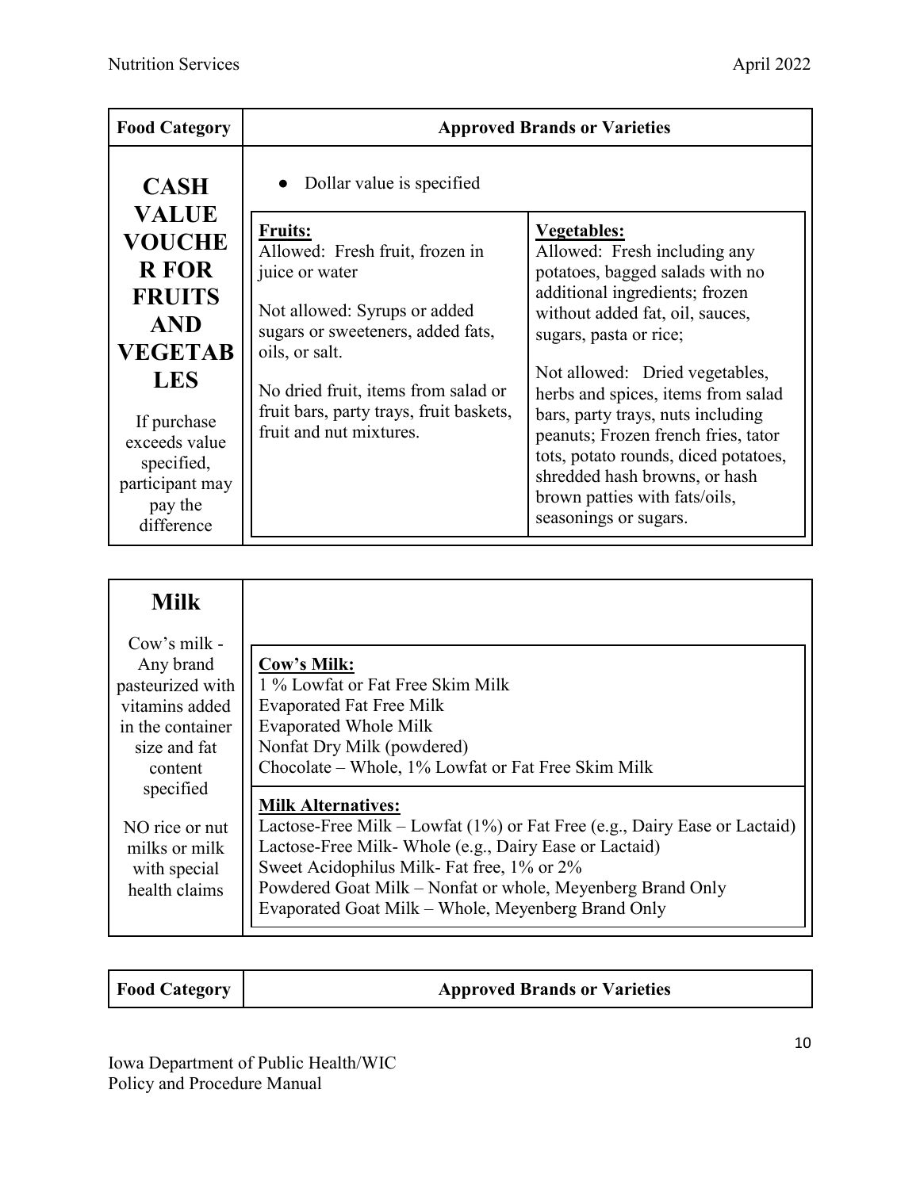| Food Category | Approved Brands or Varieties | |
|---|---|---|
| **CASH VALUE VOUCHER FOR FRUITS AND VEGETABLES**<br><br>If purchase exceeds value specified, participant may pay the difference | ● Dollar value is specified | |
| | **Fruits:**<br>Allowed: Fresh fruit, frozen in juice or water<br><br>Not allowed: Syrups or added sugars or sweeteners, added fats, oils, or salt.<br><br>No dried fruit, items from salad or fruit bars, party trays, fruit baskets, fruit and nut mixtures. | **Vegetables:**<br>Allowed: Fresh including any potatoes, bagged salads with no additional ingredients; frozen without added fat, oil, sauces, sugars, pasta or rice;<br><br>Not allowed: Dried vegetables, herbs and spices, items from salad bars, party trays, nuts including peanuts; Frozen french fries, tator tots, potato rounds, diced potatoes, shredded hash browns, or hash brown patties with fats/oils, seasonings or sugars. |

| Milk | |
|---|---|
| Cow's milk - Any brand pasteurized with vitamins added in the container size and fat content specified<br><br>NO rice or nut milks or milk with special health claims | **Cow's Milk:**<br>1 % Lowfat or Fat Free Skim Milk<br>Evaporated Fat Free Milk<br>Evaporated Whole Milk<br>Nonfat Dry Milk (powdered)<br>Chocolate – Whole, 1% Lowfat or Fat Free Skim Milk |
| | **Milk Alternatives:**<br>Lactose-Free Milk – Lowfat (1%) or Fat Free (e.g., Dairy Ease or Lactaid)<br>Lactose-Free Milk- Whole (e.g., Dairy Ease or Lactaid)<br>Sweet Acidophilus Milk- Fat free, 1% or 2%<br>Powdered Goat Milk – Nonfat or whole, Meyenberg Brand Only<br>Evaporated Goat Milk – Whole, Meyenberg Brand Only |

| Food Category | Approved Brands or Varieties |
|---|---|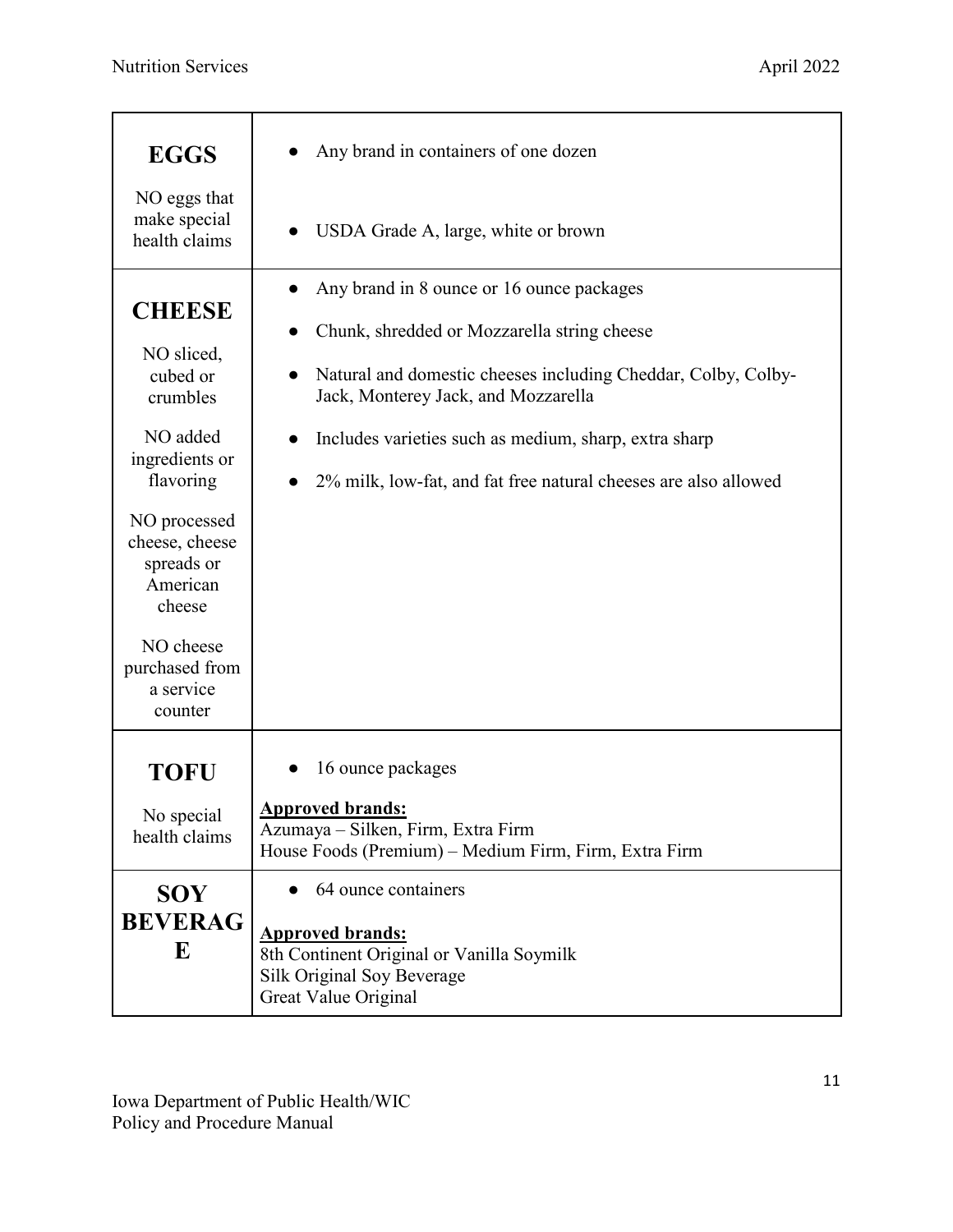| **EGGS**<br><br>NO eggs that make special health claims | • Any brand in containers of one dozen<br>• USDA Grade A, large, white or brown |
| --- | --- |
| **CHEESE**<br><br>NO sliced, cubed or crumbles<br><br>NO added ingredients or flavoring<br><br>NO processed cheese, cheese spreads or American cheese<br><br>NO cheese purchased from a service counter | • Any brand in 8 ounce or 16 ounce packages<br>• Chunk, shredded or Mozzarella string cheese<br>• Natural and domestic cheeses including Cheddar, Colby, Colby-Jack, Monterey Jack, and Mozzarella<br>• Includes varieties such as medium, sharp, extra sharp<br>• 2% milk, low-fat, and fat free natural cheeses are also allowed |
| **TOFU**<br><br>No special health claims | • 16 ounce packages<br><br>**Approved brands:**<br>Azumaya – Silken, Firm, Extra Firm<br>House Foods (Premium) – Medium Firm, Firm, Extra Firm |
| **SOY BEVERAGE** | • 64 ounce containers<br><br>**Approved brands:**<br>8th Continent Original or Vanilla Soymilk<br>Silk Original Soy Beverage<br>Great Value Original |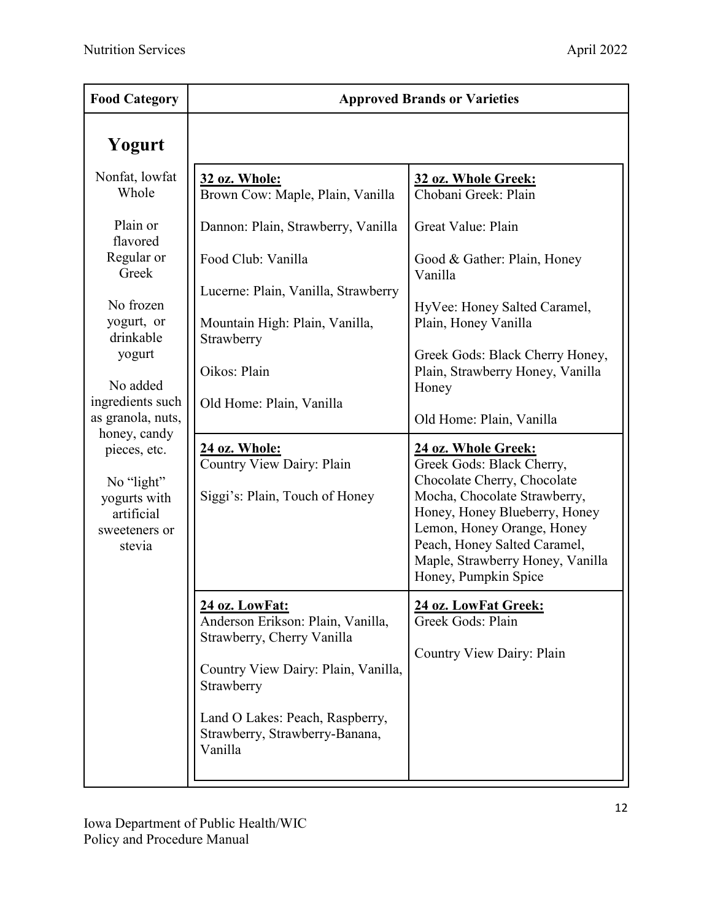| Food Category | Approved Brands or Varieties | |
|---|---|---|
| **Yogurt**<br><br>Nonfat, lowfat Whole<br><br>Plain or flavored<br>Regular or Greek<br><br>No frozen yogurt, or drinkable yogurt<br><br>No added ingredients such as granola, nuts, honey, candy pieces, etc.<br><br>No "light" yogurts with artificial sweeteners or stevia | **32 oz. Whole:**<br>Brown Cow: Maple, Plain, Vanilla<br><br>Dannon: Plain, Strawberry, Vanilla<br><br>Food Club: Vanilla<br><br>Lucerne: Plain, Vanilla, Strawberry<br><br>Mountain High: Plain, Vanilla, Strawberry<br><br>Oikos: Plain<br><br>Old Home: Plain, Vanilla | **32 oz. Whole Greek:**<br>Chobani Greek: Plain<br><br>Great Value: Plain<br><br>Good & Gather: Plain, Honey Vanilla<br><br>HyVee: Honey Salted Caramel, Plain, Honey Vanilla<br><br>Greek Gods: Black Cherry Honey, Plain, Strawberry Honey, Vanilla Honey<br><br>Old Home: Plain, Vanilla |
| | **24 oz. Whole:**<br>Country View Dairy: Plain<br><br>Siggi's: Plain, Touch of Honey | **24 oz. Whole Greek:**<br>Greek Gods: Black Cherry, Chocolate Cherry, Chocolate Mocha, Chocolate Strawberry, Honey, Honey Blueberry, Honey Lemon, Honey Orange, Honey Peach, Honey Salted Caramel, Maple, Strawberry Honey, Vanilla Honey, Pumpkin Spice |
| | **24 oz. LowFat:**<br>Anderson Erikson: Plain, Vanilla, Strawberry, Cherry Vanilla<br><br>Country View Dairy: Plain, Vanilla, Strawberry<br><br>Land O Lakes: Peach, Raspberry, Strawberry, Strawberry-Banana, Vanilla | **24 oz. LowFat Greek:**<br>Greek Gods: Plain<br><br>Country View Dairy: Plain |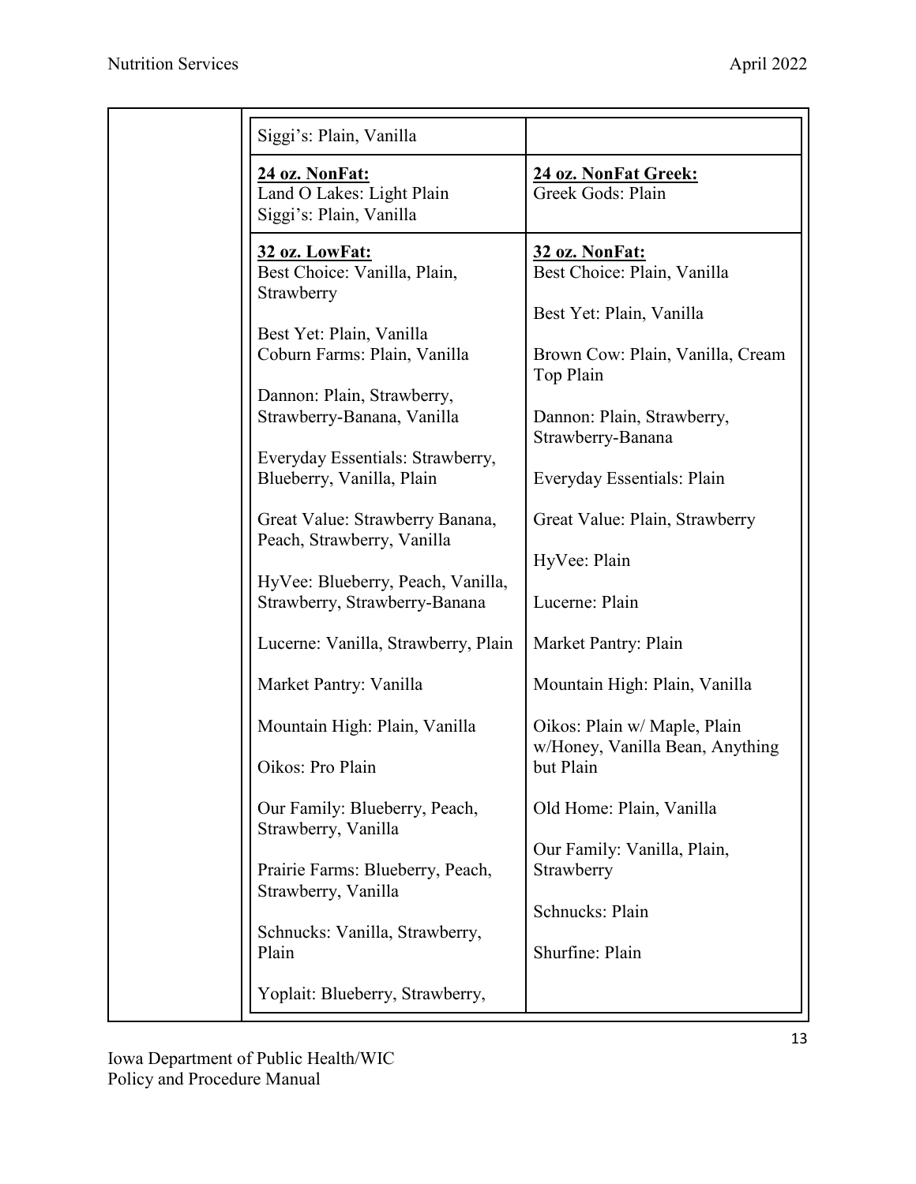| | | |
|---|---|---|
| | Siggi's: Plain, Vanilla | |
| | **24 oz. NonFat:**<br>Land O Lakes: Light Plain<br>Siggi's: Plain, Vanilla | **24 oz. NonFat Greek:**<br>Greek Gods: Plain |
| | **32 oz. LowFat:**<br>Best Choice: Vanilla, Plain, Strawberry<br><br>Best Yet: Plain, Vanilla<br>Coburn Farms: Plain, Vanilla<br><br>Dannon: Plain, Strawberry, Strawberry-Banana, Vanilla<br><br>Everyday Essentials: Strawberry, Blueberry, Vanilla, Plain<br><br>Great Value: Strawberry Banana, Peach, Strawberry, Vanilla<br><br>HyVee: Blueberry, Peach, Vanilla, Strawberry, Strawberry-Banana<br><br>Lucerne: Vanilla, Strawberry, Plain<br><br>Market Pantry: Vanilla<br><br>Mountain High: Plain, Vanilla<br><br>Oikos: Pro Plain<br><br>Our Family: Blueberry, Peach, Strawberry, Vanilla<br><br>Prairie Farms: Blueberry, Peach, Strawberry, Vanilla<br><br>Schnucks: Vanilla, Strawberry, Plain<br><br>Yoplait: Blueberry, Strawberry, | **32 oz. NonFat:**<br>Best Choice: Plain, Vanilla<br><br>Best Yet: Plain, Vanilla<br><br>Brown Cow: Plain, Vanilla, Cream Top Plain<br><br>Dannon: Plain, Strawberry, Strawberry-Banana<br><br>Everyday Essentials: Plain<br><br>Great Value: Plain, Strawberry<br><br>HyVee: Plain<br><br>Lucerne: Plain<br><br>Market Pantry: Plain<br><br>Mountain High: Plain, Vanilla<br><br>Oikos: Plain w/ Maple, Plain w/Honey, Vanilla Bean, Anything but Plain<br><br>Old Home: Plain, Vanilla<br><br>Our Family: Vanilla, Plain, Strawberry<br><br>Schnucks: Plain<br><br>Shurfine: Plain |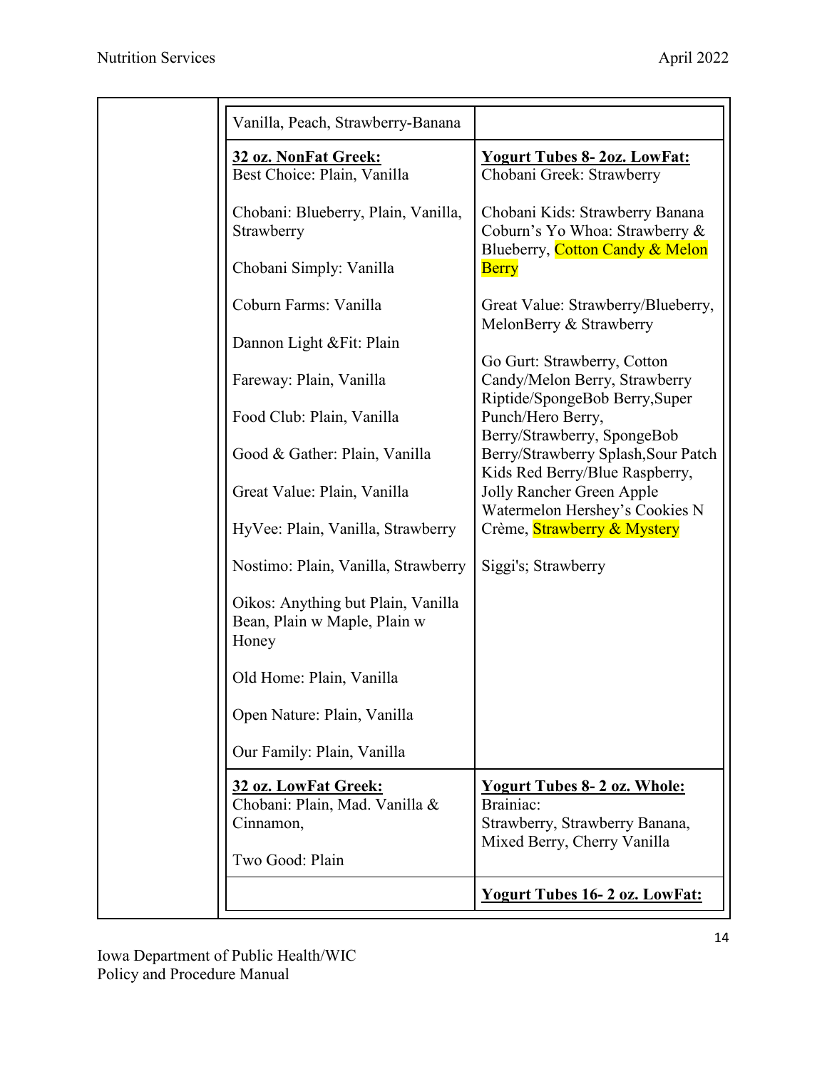| | | |
|---|---|---|
| | Vanilla, Peach, Strawberry-Banana | |
| | **32 oz. NonFat Greek:**<br>Best Choice: Plain, Vanilla<br><br>Chobani: Blueberry, Plain, Vanilla, Strawberry<br><br>Chobani Simply: Vanilla<br><br>Coburn Farms: Vanilla<br><br>Dannon Light &Fit: Plain<br><br>Fareway: Plain, Vanilla<br><br>Food Club: Plain, Vanilla<br><br>Good & Gather: Plain, Vanilla<br><br>Great Value: Plain, Vanilla<br><br>HyVee: Plain, Vanilla, Strawberry<br><br>Nostimo: Plain, Vanilla, Strawberry<br><br>Oikos: Anything but Plain, Vanilla Bean, Plain w Maple, Plain w Honey<br><br>Old Home: Plain, Vanilla<br><br>Open Nature: Plain, Vanilla<br><br>Our Family: Plain, Vanilla | **Yogurt Tubes 8- 2oz. LowFat:**<br>Chobani Greek: Strawberry<br><br>Chobani Kids: Strawberry Banana<br>Coburn's Yo Whoa: Strawberry & Blueberry, Cotton Candy & Melon Berry<br><br>Great Value: Strawberry/Blueberry, MelonBerry & Strawberry<br><br>Go Gurt: Strawberry, Cotton Candy/Melon Berry, Strawberry Riptide/SpongeBob Berry,Super Punch/Hero Berry, Berry/Strawberry, SpongeBob Berry/Strawberry Splash,Sour Patch Kids Red Berry/Blue Raspberry, Jolly Rancher Green Apple Watermelon Hershey's Cookies N Crème, Strawberry & Mystery<br><br>Siggi's; Strawberry |
| | **32 oz. LowFat Greek:**<br>Chobani: Plain, Mad. Vanilla & Cinnamon,<br><br>Two Good: Plain | **Yogurt Tubes 8- 2 oz. Whole:**<br>Brainiac:<br>Strawberry, Strawberry Banana, Mixed Berry, Cherry Vanilla |
| | | **Yogurt Tubes 16- 2 oz. LowFat:** |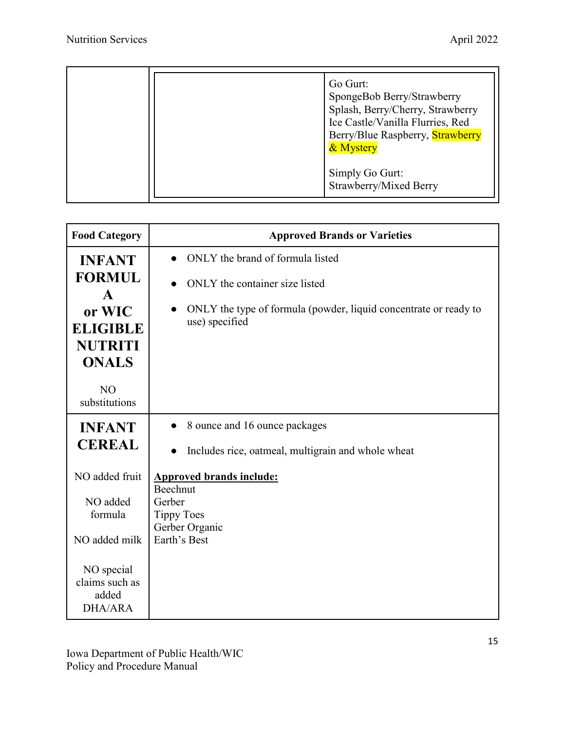| | | |
|---|---|---|
| | | Go Gurt:<br>SpongeBob Berry/Strawberry Splash, Berry/Cherry, Strawberry Ice Castle/Vanilla Flurries, Red Berry/Blue Raspberry, Strawberry & Mystery<br><br>Simply Go Gurt:<br>Strawberry/Mixed Berry |

| Food Category | Approved Brands or Varieties |
|---|---|
| **INFANT FORMULA or WIC ELIGIBLE NUTRITIONALS**<br><br>NO substitutions | • ONLY the brand of formula listed<br>• ONLY the container size listed<br>• ONLY the type of formula (powder, liquid concentrate or ready to use) specified |
| **INFANT CEREAL**<br><br>NO added fruit<br><br>NO added formula<br><br>NO added milk<br><br>NO special claims such as added DHA/ARA | • 8 ounce and 16 ounce packages<br>• Includes rice, oatmeal, multigrain and whole wheat<br><br>**Approved brands include:**<br>Beechnut<br>Gerber<br>Tippy Toes<br>Gerber Organic<br>Earth's Best |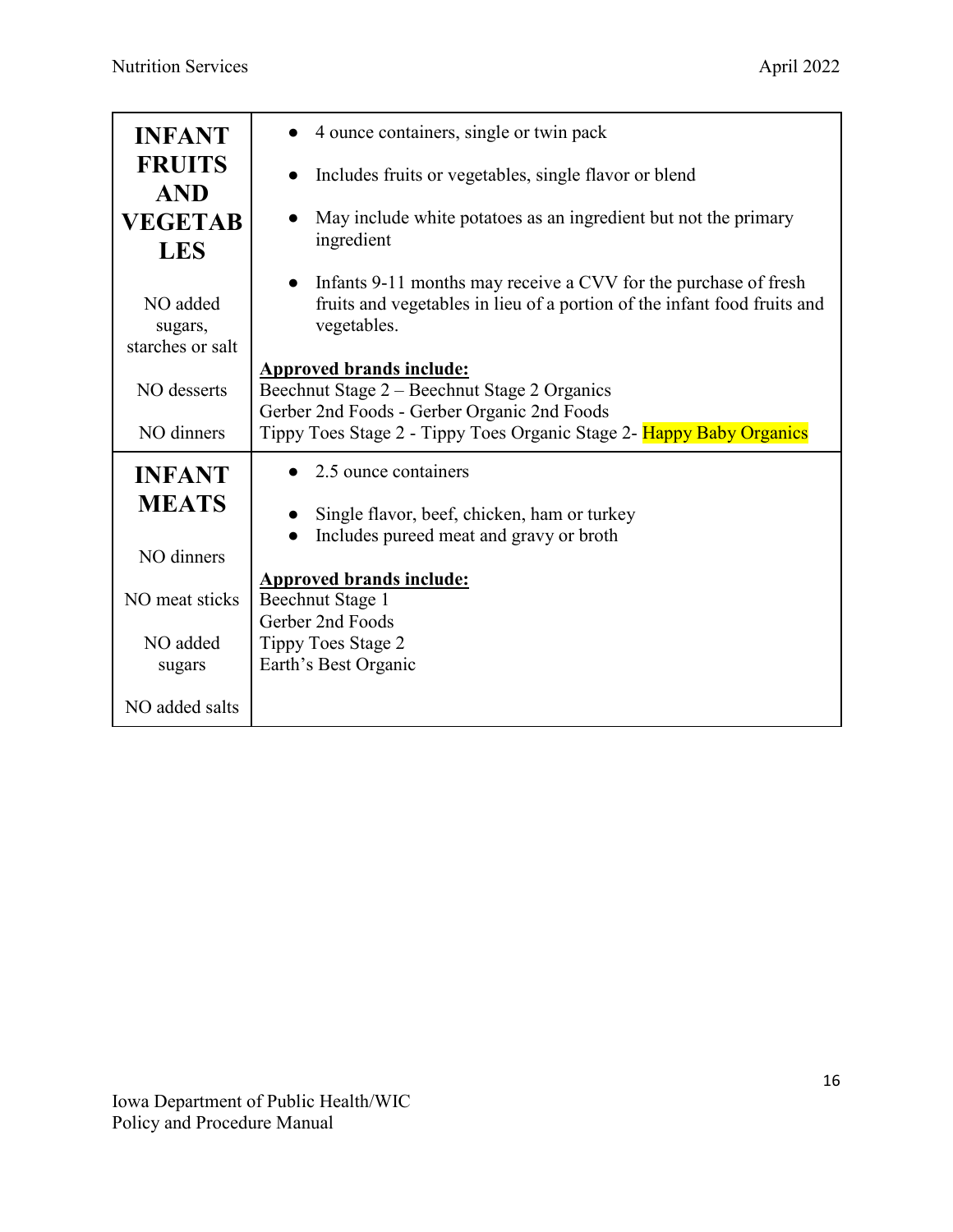| | |
|---|---|
| **INFANT FRUITS AND VEGETABLES**<br><br>NO added sugars, starches or salt<br><br>NO desserts<br><br>NO dinners | • 4 ounce containers, single or twin pack<br>• Includes fruits or vegetables, single flavor or blend<br>• May include white potatoes as an ingredient but not the primary ingredient<br>• Infants 9-11 months may receive a CVV for the purchase of fresh fruits and vegetables in lieu of a portion of the infant food fruits and vegetables.<br><br>**Approved brands include:**<br>Beechnut Stage 2 – Beechnut Stage 2 Organics<br>Gerber 2nd Foods - Gerber Organic 2nd Foods<br>Tippy Toes Stage 2 - Tippy Toes Organic Stage 2- Happy Baby Organics |
| **INFANT MEATS**<br><br>NO dinners<br><br>NO meat sticks<br><br>NO added sugars<br><br>NO added salts | • 2.5 ounce containers<br>• Single flavor, beef, chicken, ham or turkey<br>• Includes pureed meat and gravy or broth<br><br>**Approved brands include:**<br>Beechnut Stage 1<br>Gerber 2nd Foods<br>Tippy Toes Stage 2<br>Earth's Best Organic |

Iowa Department of Public Health/WIC
Policy and Procedure Manual